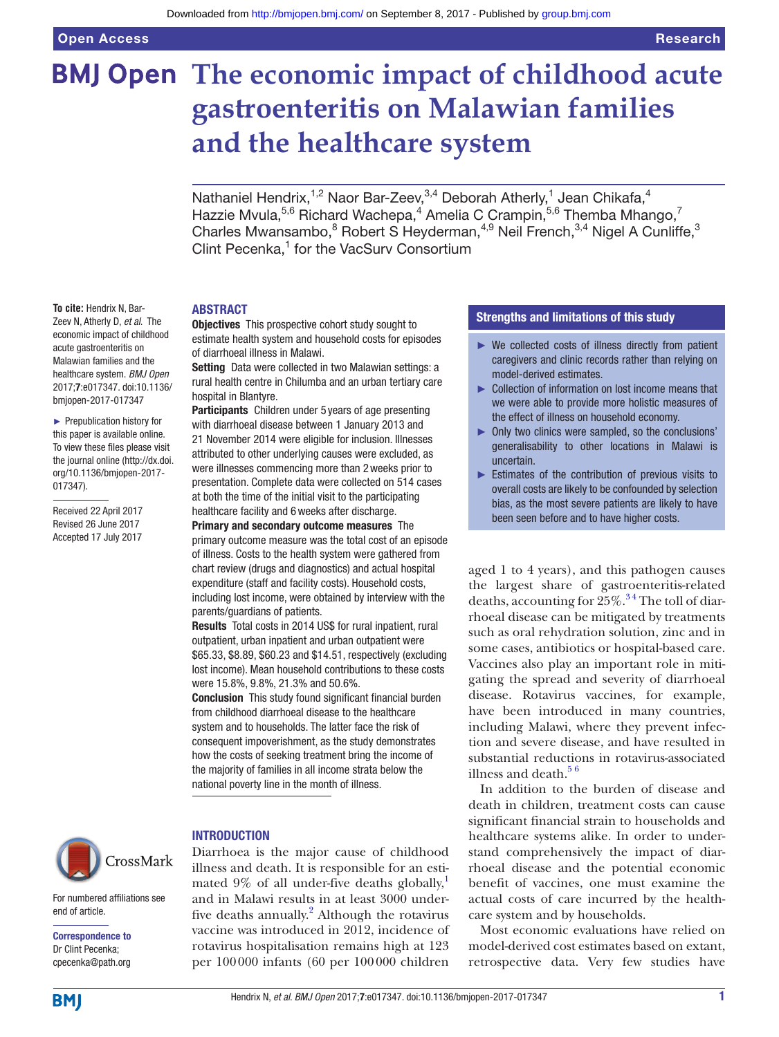# The economic impact of childhood acute gastroenteritis on Malawian families and the healthcare system

Nathaniel Hendrix,[1,2] Naor Bar-Zeev,[3,4] Deborah Atherly,[1] Jean Chikafa,[4] Hazzie Mvula,[5,6] Richard Wachepa,[4] Amelia C Crampin,[5,6] Themba Mhango,[7] Charles Mwansambo,[8] Robert S Heyderman,[4,9] Neil French,[3,4] Nigel A Cunliffe,[3] Clint Pecenka,[1] for the VacSurv Consortium

**To cite:** Hendrix N, Bar-Zeev N, Atherly D, *et al*. The economic impact of childhood acute gastroenteritis on Malawian families and the healthcare system. *BMJ Open* 2017;**7**:e017347. doi:10.1136/bmjopen-2017-017347

► Prepublication history for this paper is available online. To view these files please visit the journal online (http://dx.doi.org/10.1136/bmjopen-2017-017347).

Received 22 April 2017
Revised 26 June 2017
Accepted 17 July 2017

## ABSTRACT

**Objectives** This prospective cohort study sought to estimate health system and household costs for episodes of diarrhoeal illness in Malawi.

**Setting** Data were collected in two Malawian settings: a rural health centre in Chilumba and an urban tertiary care hospital in Blantyre.

**Participants** Children under 5 years of age presenting with diarrhoeal disease between 1 January 2013 and 21 November 2014 were eligible for inclusion. Illnesses attributed to other underlying causes were excluded, as were illnesses commencing more than 2 weeks prior to presentation. Complete data were collected on 514 cases at both the time of the initial visit to the participating healthcare facility and 6 weeks after discharge.

**Primary and secondary outcome measures** The primary outcome measure was the total cost of an episode of illness. Costs to the health system were gathered from chart review (drugs and diagnostics) and actual hospital expenditure (staff and facility costs). Household costs, including lost income, were obtained by interview with the parents/guardians of patients.

**Results** Total costs in 2014 US$ for rural inpatient, rural outpatient, urban inpatient and urban outpatient were $65.33, $8.89, $60.23 and $14.51, respectively (excluding lost income). Mean household contributions to these costs were 15.8%, 9.8%, 21.3% and 50.6%.

**Conclusion** This study found significant financial burden from childhood diarrhoeal disease to the healthcare system and to households. The latter face the risk of consequent impoverishment, as the study demonstrates how the costs of seeking treatment bring the income of the majority of families in all income strata below the national poverty line in the month of illness.

## Strengths and limitations of this study

- ► We collected costs of illness directly from patient caregivers and clinic records rather than relying on model-derived estimates.
- ► Collection of information on lost income means that we were able to provide more holistic measures of the effect of illness on household economy.
- ► Only two clinics were sampled, so the conclusions' generalisability to other locations in Malawi is uncertain.
- ► Estimates of the contribution of previous visits to overall costs are likely to be confounded by selection bias, as the most severe patients are likely to have been seen before and to have higher costs.

## INTRODUCTION

Diarrhoea is the major cause of childhood illness and death. It is responsible for an estimated 9% of all under-five deaths globally,[1] and in Malawi results in at least 3000 under-five deaths annually.[2] Although the rotavirus vaccine was introduced in 2012, incidence of rotavirus hospitalisation remains high at 123 per 100 000 infants (60 per 100 000 children aged 1 to 4 years), and this pathogen causes the largest share of gastroenteritis-related deaths, accounting for 25%.[3,4] The toll of diarrhoeal disease can be mitigated by treatments such as oral rehydration solution, zinc and in some cases, antibiotics or hospital-based care. Vaccines also play an important role in mitigating the spread and severity of diarrhoeal disease. Rotavirus vaccines, for example, have been introduced in many countries, including Malawi, where they prevent infection and severe disease, and have resulted in substantial reductions in rotavirus-associated illness and death.[5,6]

In addition to the burden of disease and death in children, treatment costs can cause significant financial strain to households and healthcare systems alike. In order to understand comprehensively the impact of diarrhoeal disease and the potential economic benefit of vaccines, one must examine the actual costs of care incurred by the healthcare system and by households.

Most economic evaluations have relied on model-derived cost estimates based on extant, retrospective data. Very few studies have

For numbered affiliations see end of article.

**Correspondence to**
Dr Clint Pecenka;
cpecenka@path.org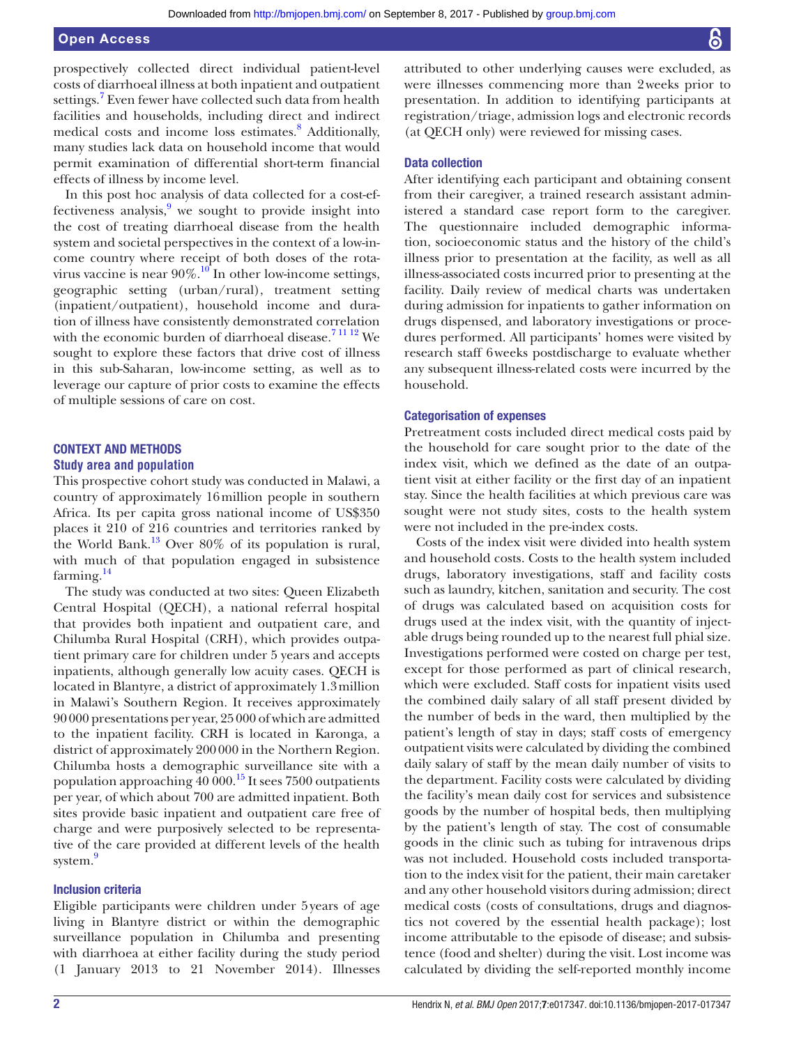prospectively collected direct individual patient-level costs of diarrhoeal illness at both inpatient and outpatient settings.[7] Even fewer have collected such data from health facilities and households, including direct and indirect medical costs and income loss estimates.[8] Additionally, many studies lack data on household income that would permit examination of differential short-term financial effects of illness by income level.

In this post hoc analysis of data collected for a cost-effectiveness analysis,[9] we sought to provide insight into the cost of treating diarrhoeal disease from the health system and societal perspectives in the context of a low-income country where receipt of both doses of the rotavirus vaccine is near 90%.[10] In other low-income settings, geographic setting (urban/rural), treatment setting (inpatient/outpatient), household income and duration of illness have consistently demonstrated correlation with the economic burden of diarrhoeal disease.[7 11 12] We sought to explore these factors that drive cost of illness in this sub-Saharan, low-income setting, as well as to leverage our capture of prior costs to examine the effects of multiple sessions of care on cost.

## CONTEXT AND METHODS

### Study area and population

This prospective cohort study was conducted in Malawi, a country of approximately 16 million people in southern Africa. Its per capita gross national income of US$350 places it 210 of 216 countries and territories ranked by the World Bank.[13] Over 80% of its population is rural, with much of that population engaged in subsistence farming.[14]

The study was conducted at two sites: Queen Elizabeth Central Hospital (QECH), a national referral hospital that provides both inpatient and outpatient care, and Chilumba Rural Hospital (CRH), which provides outpatient primary care for children under 5 years and accepts inpatients, although generally low acuity cases. QECH is located in Blantyre, a district of approximately 1.3 million in Malawi's Southern Region. It receives approximately 90 000 presentations per year, 25 000 of which are admitted to the inpatient facility. CRH is located in Karonga, a district of approximately 200 000 in the Northern Region. Chilumba hosts a demographic surveillance site with a population approaching 40 000.[15] It sees 7500 outpatients per year, of which about 700 are admitted inpatient. Both sites provide basic inpatient and outpatient care free of charge and were purposively selected to be representative of the care provided at different levels of the health system.[9]

### Inclusion criteria

Eligible participants were children under 5 years of age living in Blantyre district or within the demographic surveillance population in Chilumba and presenting with diarrhoea at either facility during the study period (1 January 2013 to 21 November 2014). Illnesses attributed to other underlying causes were excluded, as were illnesses commencing more than 2 weeks prior to presentation. In addition to identifying participants at registration/triage, admission logs and electronic records (at QECH only) were reviewed for missing cases.

### Data collection

After identifying each participant and obtaining consent from their caregiver, a trained research assistant administered a standard case report form to the caregiver. The questionnaire included demographic information, socioeconomic status and the history of the child's illness prior to presentation at the facility, as well as all illness-associated costs incurred prior to presenting at the facility. Daily review of medical charts was undertaken during admission for inpatients to gather information on drugs dispensed, and laboratory investigations or procedures performed. All participants' homes were visited by research staff 6 weeks postdischarge to evaluate whether any subsequent illness-related costs were incurred by the household.

### Categorisation of expenses

Pretreatment costs included direct medical costs paid by the household for care sought prior to the date of the index visit, which we defined as the date of an outpatient visit at either facility or the first day of an inpatient stay. Since the health facilities at which previous care was sought were not study sites, costs to the health system were not included in the pre-index costs.

Costs of the index visit were divided into health system and household costs. Costs to the health system included drugs, laboratory investigations, staff and facility costs such as laundry, kitchen, sanitation and security. The cost of drugs was calculated based on acquisition costs for drugs used at the index visit, with the quantity of injectable drugs being rounded up to the nearest full phial size. Investigations performed were costed on charge per test, except for those performed as part of clinical research, which were excluded. Staff costs for inpatient visits used the combined daily salary of all staff present divided by the number of beds in the ward, then multiplied by the patient's length of stay in days; staff costs of emergency outpatient visits were calculated by dividing the combined daily salary of staff by the mean daily number of visits to the department. Facility costs were calculated by dividing the facility's mean daily cost for services and subsistence goods by the number of hospital beds, then multiplying by the patient's length of stay. The cost of consumable goods in the clinic such as tubing for intravenous drips was not included. Household costs included transportation to the index visit for the patient, their main caretaker and any other household visitors during admission; direct medical costs (costs of consultations, drugs and diagnostics not covered by the essential health package); lost income attributable to the episode of disease; and subsistence (food and shelter) during the visit. Lost income was calculated by dividing the self-reported monthly income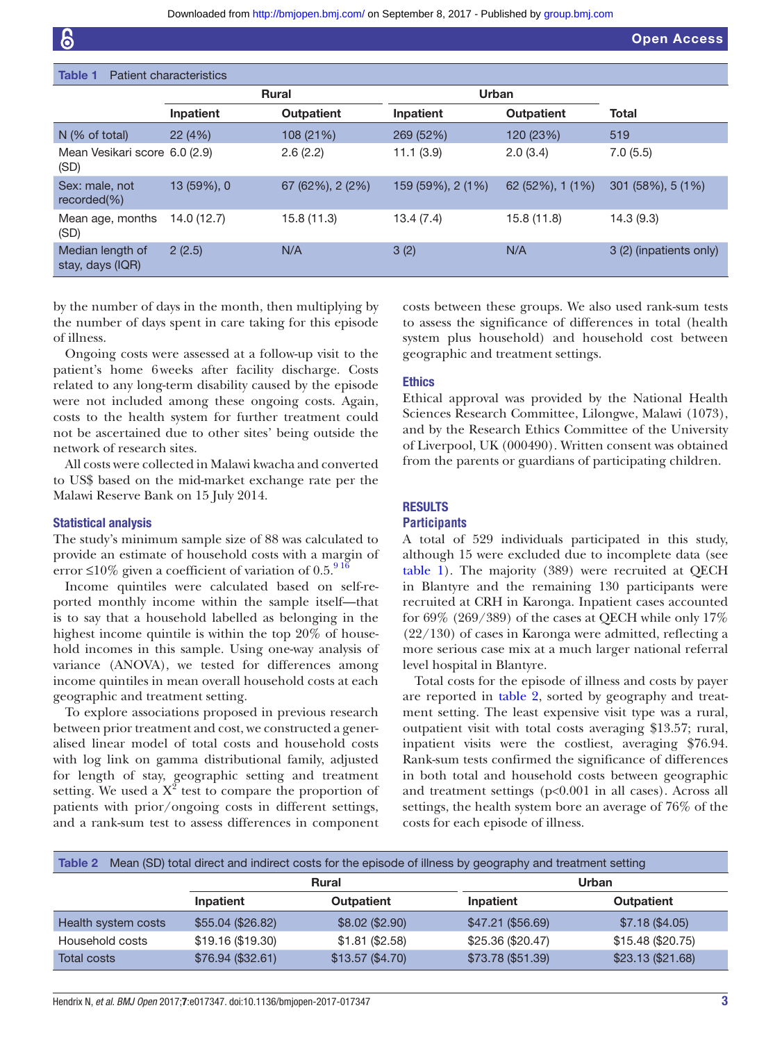**Table 1** Patient characteristics

| | Rural | | Urban | | |
|---|---|---|---|---|---|
| | Inpatient | Outpatient | Inpatient | Outpatient | Total |
| N (% of total) | 22 (4%) | 108 (21%) | 269 (52%) | 120 (23%) | 519 |
| Mean Vesikari score (SD) | 6.0 (2.9) | 2.6 (2.2) | 11.1 (3.9) | 2.0 (3.4) | 7.0 (5.5) |
| Sex: male, not recorded(%) | 13 (59%), 0 | 67 (62%), 2 (2%) | 159 (59%), 2 (1%) | 62 (52%), 1 (1%) | 301 (58%), 5 (1%) |
| Mean age, months (SD) | 14.0 (12.7) | 15.8 (11.3) | 13.4 (7.4) | 15.8 (11.8) | 14.3 (9.3) |
| Median length of stay, days (IQR) | 2 (2.5) | N/A | 3 (2) | N/A | 3 (2) (inpatients only) |

by the number of days in the month, then multiplying by the number of days spent in care taking for this episode of illness.

Ongoing costs were assessed at a follow-up visit to the patient's home 6weeks after facility discharge. Costs related to any long-term disability caused by the episode were not included among these ongoing costs. Again, costs to the health system for further treatment could not be ascertained due to other sites' being outside the network of research sites.

All costs were collected in Malawi kwacha and converted to US$ based on the mid-market exchange rate per the Malawi Reserve Bank on 15 July 2014.

### Statistical analysis

The study's minimum sample size of 88 was calculated to provide an estimate of household costs with a margin of error ≤10% given a coefficient of variation of 0.5.[9,16]

Income quintiles were calculated based on self-reported monthly income within the sample itself—that is to say that a household labelled as belonging in the highest income quintile is within the top 20% of household incomes in this sample. Using one-way analysis of variance (ANOVA), we tested for differences among income quintiles in mean overall household costs at each geographic and treatment setting.

To explore associations proposed in previous research between prior treatment and cost, we constructed a generalised linear model of total costs and household costs with log link on gamma distributional family, adjusted for length of stay, geographic setting and treatment setting. We used a $X^2$ test to compare the proportion of patients with prior/ongoing costs in different settings, and a rank-sum test to assess differences in component costs between these groups. We also used rank-sum tests to assess the significance of differences in total (health system plus household) and household cost between geographic and treatment settings.

### Ethics

Ethical approval was provided by the National Health Sciences Research Committee, Lilongwe, Malawi (1073), and by the Research Ethics Committee of the University of Liverpool, UK (000490). Written consent was obtained from the parents or guardians of participating children.

## RESULTS

### Participants

A total of 529 individuals participated in this study, although 15 were excluded due to incomplete data (see table 1). The majority (389) were recruited at QECH in Blantyre and the remaining 130 participants were recruited at CRH in Karonga. Inpatient cases accounted for 69% (269/389) of the cases at QECH while only 17% (22/130) of cases in Karonga were admitted, reflecting a more serious case mix at a much larger national referral level hospital in Blantyre.

Total costs for the episode of illness and costs by payer are reported in table 2, sorted by geography and treatment setting. The least expensive visit type was a rural, outpatient visit with total costs averaging $13.57; rural, inpatient visits were the costliest, averaging $76.94. Rank-sum tests confirmed the significance of differences in both total and household costs between geographic and treatment settings (p<0.001 in all cases). Across all settings, the health system bore an average of 76% of the costs for each episode of illness.

**Table 2** Mean (SD) total direct and indirect costs for the episode of illness by geography and treatment setting

| | Rural | | Urban | |
|---|---|---|---|---|
| | Inpatient | Outpatient | Inpatient | Outpatient |
| Health system costs | $55.04 ($26.82) | $8.02 ($2.90) | $47.21 ($56.69) | $7.18 ($4.05) |
| Household costs | $19.16 ($19.30) | $1.81 ($2.58) | $25.36 ($20.47) | $15.48 ($20.75) |
| Total costs | $76.94 ($32.61) | $13.57 ($4.70) | $73.78 ($51.39) | $23.13 ($21.68) |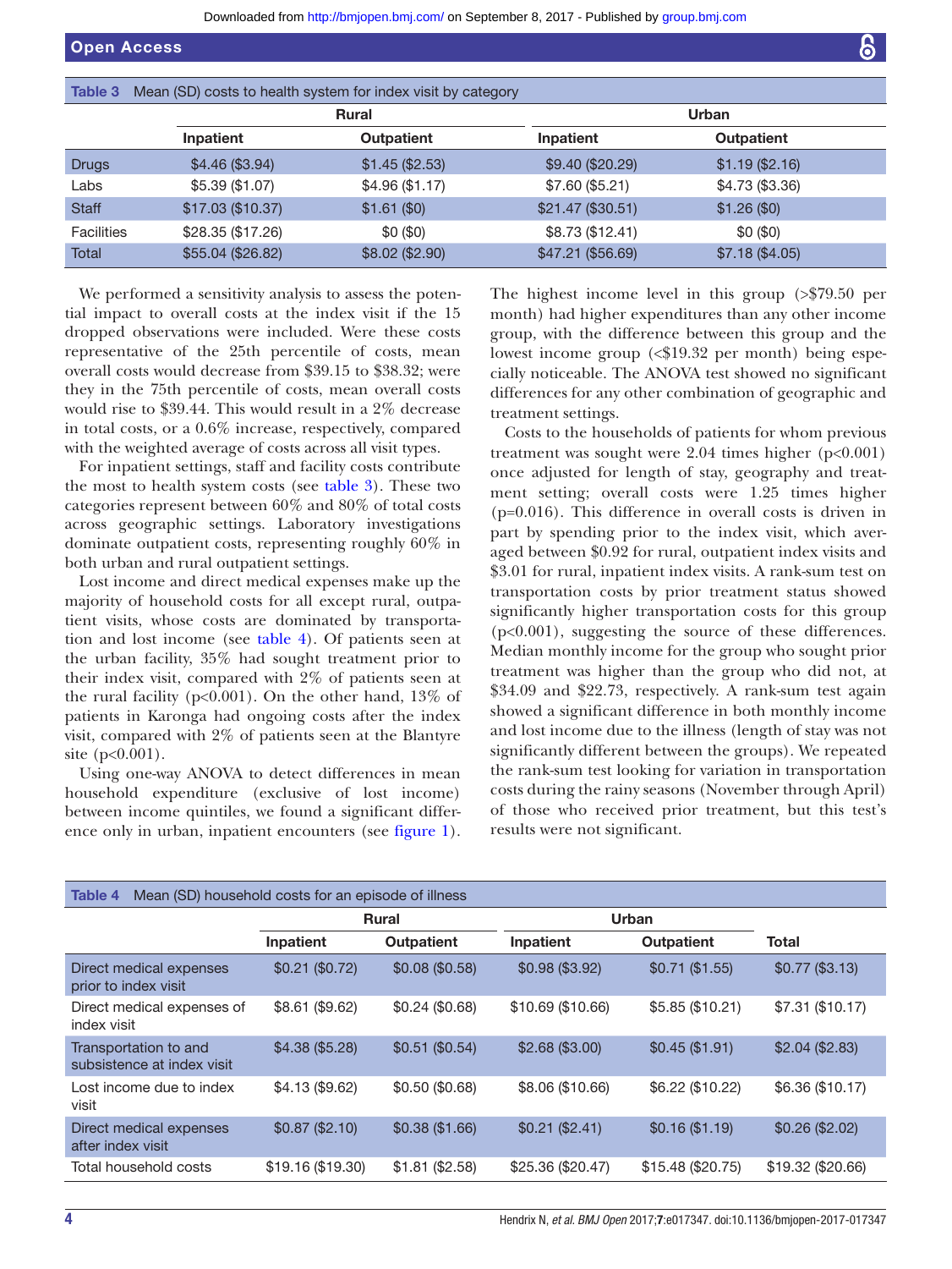Table 3 Mean (SD) costs to health system for index visit by category

| | Rural | | Urban | |
|---|---|---|---|---|
| | Inpatient | Outpatient | Inpatient | Outpatient |
| Drugs | $4.46 ($3.94) | $1.45 ($2.53) | $9.40 ($20.29) | $1.19 ($2.16) |
| Labs | $5.39 ($1.07) | $4.96 ($1.17) | $7.60 ($5.21) | $4.73 ($3.36) |
| Staff | $17.03 ($10.37) | $1.61 ($0) | $21.47 ($30.51) | $1.26 ($0) |
| Facilities | $28.35 ($17.26) | $0 ($0) | $8.73 ($12.41) | $0 ($0) |
| Total | $55.04 ($26.82) | $8.02 ($2.90) | $47.21 ($56.69) | $7.18 ($4.05) |

We performed a sensitivity analysis to assess the potential impact to overall costs at the index visit if the 15 dropped observations were included. Were these costs representative of the 25th percentile of costs, mean overall costs would decrease from $39.15 to $38.32; were they in the 75th percentile of costs, mean overall costs would rise to $39.44. This would result in a 2% decrease in total costs, or a 0.6% increase, respectively, compared with the weighted average of costs across all visit types.

For inpatient settings, staff and facility costs contribute the most to health system costs (see table 3). These two categories represent between 60% and 80% of total costs across geographic settings. Laboratory investigations dominate outpatient costs, representing roughly 60% in both urban and rural outpatient settings.

Lost income and direct medical expenses make up the majority of household costs for all except rural, outpatient visits, whose costs are dominated by transportation and lost income (see table 4). Of patients seen at the urban facility, 35% had sought treatment prior to their index visit, compared with 2% of patients seen at the rural facility (p<0.001). On the other hand, 13% of patients in Karonga had ongoing costs after the index visit, compared with 2% of patients seen at the Blantyre site (p<0.001).

Using one-way ANOVA to detect differences in mean household expenditure (exclusive of lost income) between income quintiles, we found a significant difference only in urban, inpatient encounters (see figure 1). The highest income level in this group (>$79.50 per month) had higher expenditures than any other income group, with the difference between this group and the lowest income group (<$19.32 per month) being especially noticeable. The ANOVA test showed no significant differences for any other combination of geographic and treatment settings.

Costs to the households of patients for whom previous treatment was sought were 2.04 times higher (p<0.001) once adjusted for length of stay, geography and treatment setting; overall costs were 1.25 times higher (p=0.016). This difference in overall costs is driven in part by spending prior to the index visit, which averaged between $0.92 for rural, outpatient index visits and $3.01 for rural, inpatient index visits. A rank-sum test on transportation costs by prior treatment status showed significantly higher transportation costs for this group (p<0.001), suggesting the source of these differences. Median monthly income for the group who sought prior treatment was higher than the group who did not, at $34.09 and $22.73, respectively. A rank-sum test again showed a significant difference in both monthly income and lost income due to the illness (length of stay was not significantly different between the groups). We repeated the rank-sum test looking for variation in transportation costs during the rainy seasons (November through April) of those who received prior treatment, but this test's results were not significant.

Table 4 Mean (SD) household costs for an episode of illness

| | Rural | | Urban | | |
|---|---|---|---|---|---|
| | Inpatient | Outpatient | Inpatient | Outpatient | Total |
| Direct medical expenses prior to index visit | $0.21 ($0.72) | $0.08 ($0.58) | $0.98 ($3.92) | $0.71 ($1.55) | $0.77 ($3.13) |
| Direct medical expenses of index visit | $8.61 ($9.62) | $0.24 ($0.68) | $10.69 ($10.66) | $5.85 ($10.21) | $7.31 ($10.17) |
| Transportation to and subsistence at index visit | $4.38 ($5.28) | $0.51 ($0.54) | $2.68 ($3.00) | $0.45 ($1.91) | $2.04 ($2.83) |
| Lost income due to index visit | $4.13 ($9.62) | $0.50 ($0.68) | $8.06 ($10.66) | $6.22 ($10.22) | $6.36 ($10.17) |
| Direct medical expenses after index visit | $0.87 ($2.10) | $0.38 ($1.66) | $0.21 ($2.41) | $0.16 ($1.19) | $0.26 ($2.02) |
| Total household costs | $19.16 ($19.30) | $1.81 ($2.58) | $25.36 ($20.47) | $15.48 ($20.75) | $19.32 ($20.66) |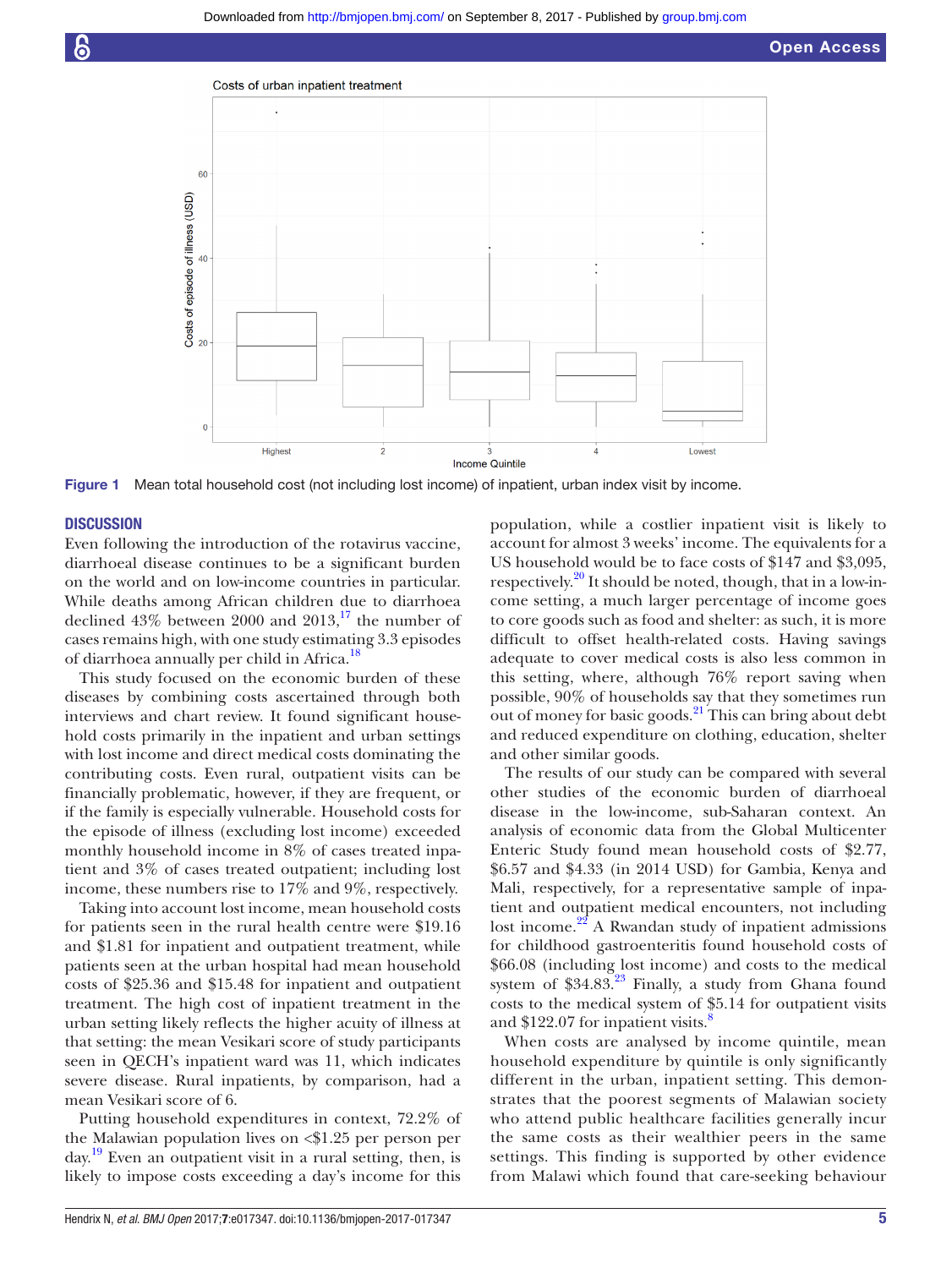Costs of urban inpatient treatment

Figure 1 Mean total household cost (not including lost income) of inpatient, urban index visit by income.

## DISCUSSION

Even following the introduction of the rotavirus vaccine, diarrhoeal disease continues to be a significant burden on the world and on low-income countries in particular. While deaths among African children due to diarrhoea declined 43% between 2000 and 2013,[17] the number of cases remains high, with one study estimating 3.3 episodes of diarrhoea annually per child in Africa.[18]

This study focused on the economic burden of these diseases by combining costs ascertained through both interviews and chart review. It found significant household costs primarily in the inpatient and urban settings with lost income and direct medical costs dominating the contributing costs. Even rural, outpatient visits can be financially problematic, however, if they are frequent, or if the family is especially vulnerable. Household costs for the episode of illness (excluding lost income) exceeded monthly household income in 8% of cases treated inpatient and 3% of cases treated outpatient; including lost income, these numbers rise to 17% and 9%, respectively.

Taking into account lost income, mean household costs for patients seen in the rural health centre were $19.16 and $1.81 for inpatient and outpatient treatment, while patients seen at the urban hospital had mean household costs of $25.36 and $15.48 for inpatient and outpatient treatment. The high cost of inpatient treatment in the urban setting likely reflects the higher acuity of illness at that setting: the mean Vesikari score of study participants seen in QECH's inpatient ward was 11, which indicates severe disease. Rural inpatients, by comparison, had a mean Vesikari score of 6.

Putting household expenditures in context, 72.2% of the Malawian population lives on <$1.25 per person per day.[19] Even an outpatient visit in a rural setting, then, is likely to impose costs exceeding a day's income for this population, while a costlier inpatient visit is likely to account for almost 3 weeks' income. The equivalents for a US household would be to face costs of $147 and $3,095, respectively.[20] It should be noted, though, that in a low-income setting, a much larger percentage of income goes to core goods such as food and shelter: as such, it is more difficult to offset health-related costs. Having savings adequate to cover medical costs is also less common in this setting, where, although 76% report saving when possible, 90% of households say that they sometimes run out of money for basic goods.[21] This can bring about debt and reduced expenditure on clothing, education, shelter and other similar goods.

The results of our study can be compared with several other studies of the economic burden of diarrhoeal disease in the low-income, sub-Saharan context. An analysis of economic data from the Global Multicenter Enteric Study found mean household costs of $2.77, $6.57 and $4.33 (in 2014 USD) for Gambia, Kenya and Mali, respectively, for a representative sample of inpatient and outpatient medical encounters, not including lost income.[22] A Rwandan study of inpatient admissions for childhood gastroenteritis found household costs of $66.08 (including lost income) and costs to the medical system of $34.83.[23] Finally, a study from Ghana found costs to the medical system of $5.14 for outpatient visits and $122.07 for inpatient visits.[8]

When costs are analysed by income quintile, mean household expenditure by quintile is only significantly different in the urban, inpatient setting. This demonstrates that the poorest segments of Malawian society who attend public healthcare facilities generally incur the same costs as their wealthier peers in the same settings. This finding is supported by other evidence from Malawi which found that care-seeking behaviour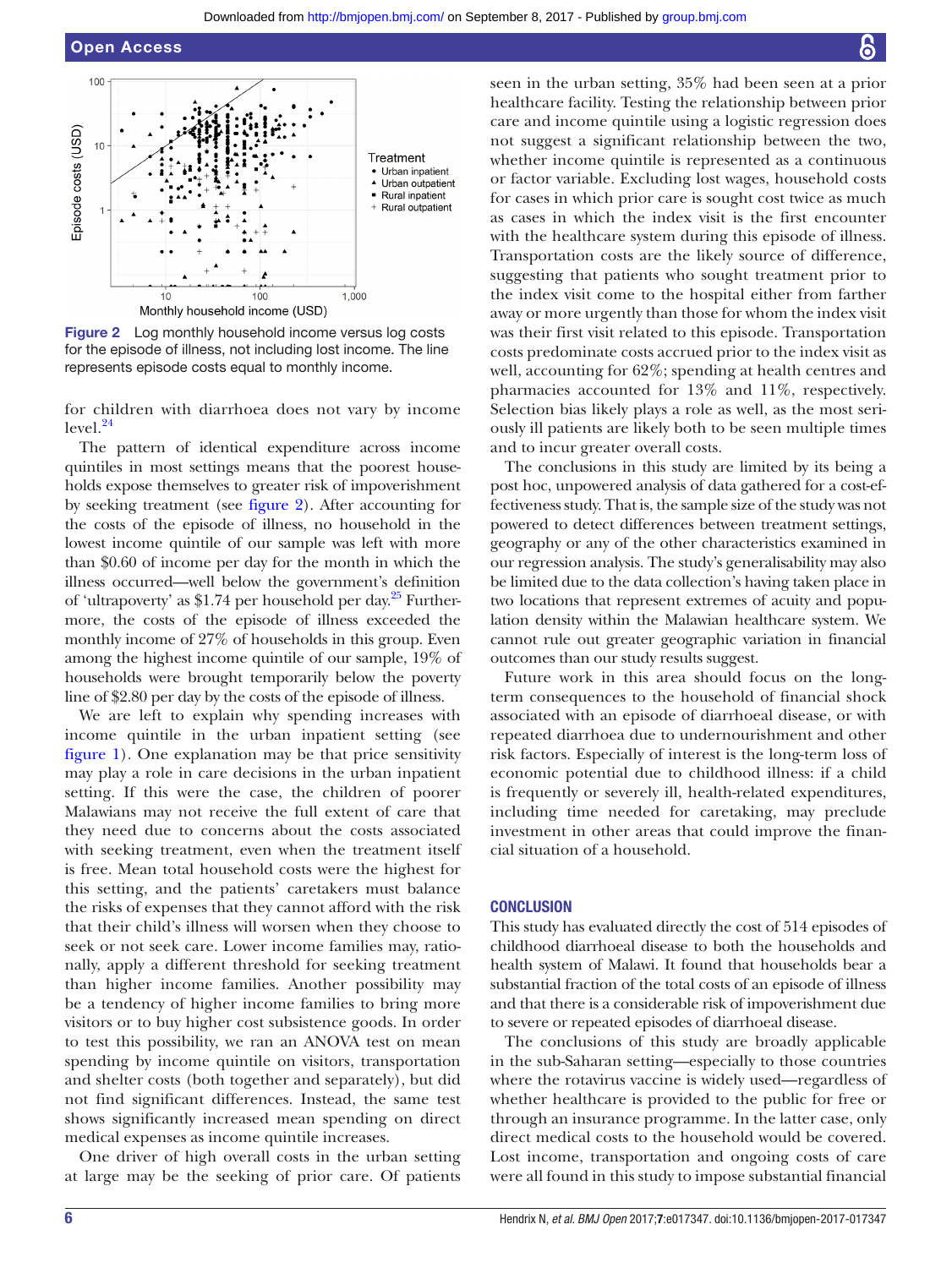Figure 2 Log monthly household income versus log costs for the episode of illness, not including lost income. The line represents episode costs equal to monthly income.

for children with diarrhoea does not vary by income level.[24]

The pattern of identical expenditure across income quintiles in most settings means that the poorest households expose themselves to greater risk of impoverishment by seeking treatment (see figure 2). After accounting for the costs of the episode of illness, no household in the lowest income quintile of our sample was left with more than \$0.60 of income per day for the month in which the illness occurred—well below the government's definition of 'ultrapoverty' as \$1.74 per household per day.[25] Furthermore, the costs of the episode of illness exceeded the monthly income of 27% of households in this group. Even among the highest income quintile of our sample, 19% of households were brought temporarily below the poverty line of \$2.80 per day by the costs of the episode of illness.

We are left to explain why spending increases with income quintile in the urban inpatient setting (see figure 1). One explanation may be that price sensitivity may play a role in care decisions in the urban inpatient setting. If this were the case, the children of poorer Malawians may not receive the full extent of care that they need due to concerns about the costs associated with seeking treatment, even when the treatment itself is free. Mean total household costs were the highest for this setting, and the patients' caretakers must balance the risks of expenses that they cannot afford with the risk that their child's illness will worsen when they choose to seek or not seek care. Lower income families may, rationally, apply a different threshold for seeking treatment than higher income families. Another possibility may be a tendency of higher income families to bring more visitors or to buy higher cost subsistence goods. In order to test this possibility, we ran an ANOVA test on mean spending by income quintile on visitors, transportation and shelter costs (both together and separately), but did not find significant differences. Instead, the same test shows significantly increased mean spending on direct medical expenses as income quintile increases.

One driver of high overall costs in the urban setting at large may be the seeking of prior care. Of patients seen in the urban setting, 35% had been seen at a prior healthcare facility. Testing the relationship between prior care and income quintile using a logistic regression does not suggest a significant relationship between the two, whether income quintile is represented as a continuous or factor variable. Excluding lost wages, household costs for cases in which prior care is sought cost twice as much as cases in which the index visit is the first encounter with the healthcare system during this episode of illness. Transportation costs are the likely source of difference, suggesting that patients who sought treatment prior to the index visit come to the hospital either from farther away or more urgently than those for whom the index visit was their first visit related to this episode. Transportation costs predominate costs accrued prior to the index visit as well, accounting for 62%; spending at health centres and pharmacies accounted for 13% and 11%, respectively. Selection bias likely plays a role as well, as the most seriously ill patients are likely both to be seen multiple times and to incur greater overall costs.

The conclusions in this study are limited by its being a post hoc, unpowered analysis of data gathered for a cost-effectiveness study. That is, the sample size of the study was not powered to detect differences between treatment settings, geography or any of the other characteristics examined in our regression analysis. The study's generalisability may also be limited due to the data collection's having taken place in two locations that represent extremes of acuity and population density within the Malawian healthcare system. We cannot rule out greater geographic variation in financial outcomes than our study results suggest.

Future work in this area should focus on the long-term consequences to the household of financial shock associated with an episode of diarrhoeal disease, or with repeated diarrhoea due to undernourishment and other risk factors. Especially of interest is the long-term loss of economic potential due to childhood illness: if a child is frequently or severely ill, health-related expenditures, including time needed for caretaking, may preclude investment in other areas that could improve the financial situation of a household.

## CONCLUSION

This study has evaluated directly the cost of 514 episodes of childhood diarrhoeal disease to both the households and health system of Malawi. It found that households bear a substantial fraction of the total costs of an episode of illness and that there is a considerable risk of impoverishment due to severe or repeated episodes of diarrhoeal disease.

The conclusions of this study are broadly applicable in the sub-Saharan setting—especially to those countries where the rotavirus vaccine is widely used—regardless of whether healthcare is provided to the public for free or through an insurance programme. In the latter case, only direct medical costs to the household would be covered. Lost income, transportation and ongoing costs of care were all found in this study to impose substantial financial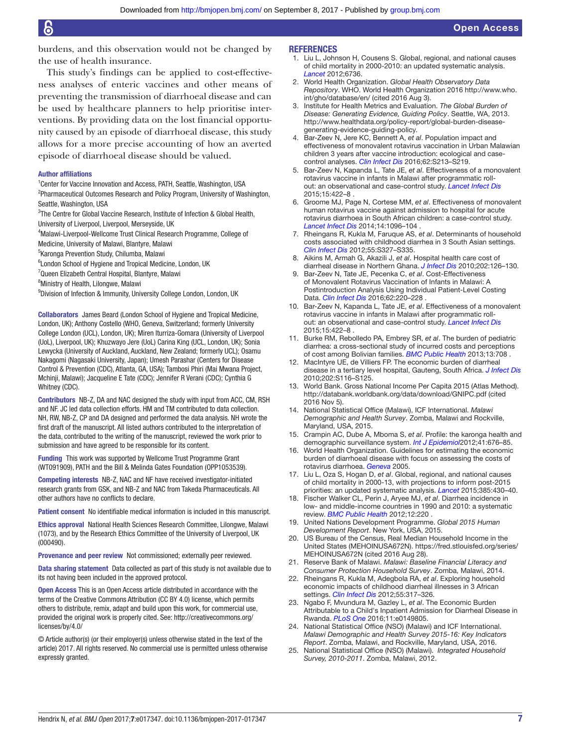burdens, and this observation would not be changed by the use of health insurance.

This study's findings can be applied to cost-effectiveness analyses of enteric vaccines and other means of preventing the transmission of diarrhoeal disease and can be used by healthcare planners to help prioritise interventions. By providing data on the lost financial opportunity caused by an episode of diarrhoeal disease, this study allows for a more precise accounting of how an averted episode of diarrhoeal disease should be valued.

**Author affiliations**

[1]Center for Vaccine Innovation and Access, PATH, Seattle, Washington, USA
[2]Pharmaceutical Outcomes Research and Policy Program, University of Washington, Seattle, Washington, USA
[3]The Centre for Global Vaccine Research, Institute of Infection & Global Health, University of Liverpool, Liverpool, Merseyside, UK
[4]Malawi-Liverpool-Wellcome Trust Clinical Research Programme, College of Medicine, University of Malawi, Blantyre, Malawi
[5]Karonga Prevention Study, Chilumba, Malawi
[6]London School of Hygiene and Tropical Medicine, London, UK
[7]Queen Elizabeth Central Hospital, Blantyre, Malawi
[8]Ministry of Health, Lilongwe, Malawi
[9]Division of Infection & Immunity, University College London, London, UK

**Collaborators** James Beard (London School of Hygiene and Tropical Medicine, London, UK); Anthony Costello (WHO, Geneva, Switzerland; formerly University College London (UCL), London, UK); Miren Iturriza-Gomara (University of Liverpool (UoL), Liverpool, UK); Khuzwayo Jere (UoL) Carina King (UCL, London, UK); Sonia Lewycka (University of Auckland, Auckland, New Zealand; formerly UCL); Osamu Nakagomi (Nagasaki University, Japan); Umesh Parashar (Centers for Disease Control & Prevention (CDC), Atlanta, GA, USA); Tambosi Phiri (Mai Mwana Project, Mchinji, Malawi); Jacqueline E Tate (CDC); Jennifer R Verani (CDC); Cynthia G Whitney (CDC).

**Contributors** NB-Z, DA and NAC designed the study with input from ACC, CM, RSH and NF. JC led data collection efforts. HM and TM contributed to data collection. NH, RW, NB-Z, CP and DA designed and performed the data analysis. NH wrote the first draft of the manuscript. All listed authors contributed to the interpretation of the data, contributed to the writing of the manuscript, reviewed the work prior to submission and have agreed to be responsible for its content.

**Funding** This work was supported by Wellcome Trust Programme Grant (WT091909), PATH and the Bill & Melinda Gates Foundation (OPP1053539).

**Competing interests** NB-Z, NAC and NF have received investigator-initiated research grants from GSK, and NB-Z and NAC from Takeda Pharmaceuticals. All other authors have no conflicts to declare.

**Patient consent** No identifiable medical information is included in this manuscript.

**Ethics approval** National Health Sciences Research Committee, Lilongwe, Malawi (1073), and by the Research Ethics Committee of the University of Liverpool, UK (000490).

**Provenance and peer review** Not commissioned; externally peer reviewed.

**Data sharing statement** Data collected as part of this study is not available due to its not having been included in the approved protocol.

**Open Access** This is an Open Access article distributed in accordance with the terms of the Creative Commons Attribution (CC BY 4.0) license, which permits others to distribute, remix, adapt and build upon this work, for commercial use, provided the original work is properly cited. See: http://creativecommons.org/licenses/by/4.0/

© Article author(s) (or their employer(s) unless otherwise stated in the text of the article) 2017. All rights reserved. No commercial use is permitted unless otherwise expressly granted.

## REFERENCES

1. Liu L, Johnson H, Cousens S. Global, regional, and national causes of child mortality in 2000-2010: an updated systematic analysis. *Lancet* 2012;6736.
2. World Health Organization. *Global Health Observatory Data Repository*. WHO. World Health Organization 2016 http://www.who.int/gho/database/en/ (cited 2016 Aug 3).
3. Institute for Health Metrics and Evaluation. *The Global Burden of Disease: Generating Evidence, Guiding Policy*. Seattle, WA, 2013. http://www.healthdata.org/policy-report/global-burden-disease-generating-evidence-guiding-policy.
4. Bar-Zeev N, Jere KC, Bennett A, *et al*. Population impact and effectiveness of monovalent rotavirus vaccination in Urban Malawian children 3 years after vaccine introduction: ecological and case-control analyses. *Clin Infect Dis* 2016;62:S213–S219.
5. Bar-Zeev N, Kapanda L, Tate JE, *et al*. Effectiveness of a monovalent rotavirus vaccine in infants in Malawi after programmatic roll-out: an observational and case-control study. *Lancet Infect Dis* 2015;15:422–8 .
6. Groome MJ, Page N, Cortese MM, *et al*. Effectiveness of monovalent human rotavirus vaccine against admission to hospital for acute rotavirus diarrhoea in South African children: a case-control study. *Lancet Infect Dis* 2014;14:1096–104 .
7. Rheingans R, Kukla M, Faruque AS, *et al*. Determinants of household costs associated with childhood diarrhea in 3 South Asian settings. *Clin Infect Dis* 2012;55:S327–S335.
8. Aikins M, Armah G, Akazili J, *et al*. Hospital health care cost of diarrheal disease in Northern Ghana. *J Infect Dis* 2010;202:126–130.
9. Bar-Zeev N, Tate JE, Pecenka C, *et al*. Cost-Effectiveness of Monovalent Rotavirus Vaccination of Infants in Malawi: A Postintroduction Analysis Using Individual Patient-Level Costing Data. *Clin Infect Dis* 2016;62:220–228 .
10. Bar-Zeev N, Kapanda L, Tate JE, *et al*. Effectiveness of a monovalent rotavirus vaccine in infants in Malawi after programmatic roll-out: an observational and case-control study. *Lancet Infect Dis* 2015;15:422–8 .
11. Burke RM, Rebolledo PA, Embrey SR, *et al*. The burden of pediatric diarrhea: a cross-sectional study of incurred costs and perceptions of cost among Bolivian families. *BMC Public Health* 2013;13:708 .
12. MacIntyre UE, de Villiers FP. The economic burden of diarrheal disease in a tertiary level hospital, Gauteng, South Africa. *J Infect Dis* 2010;202:S116–S125.
13. World Bank. Gross National Income Per Capita 2015 (Atlas Method). http://databank.worldbank.org/data/download/GNIPC.pdf (cited 2016 Nov 5).
14. National Statistical Office (Malawi), ICF International. *Malawi Demographic and Health Survey*. Zomba, Malawi and Rockville, Maryland, USA, 2015.
15. Crampin AC, Dube A, Mboma S, *et al*. Profile: the karonga health and demographic surveillance system. *Int J Epidemiol* 2012;41:676–85.
16. World Health Organization. Guidelines for estimating the economic burden of diarrhoeal disease with focus on assessing the costs of rotavirus diarrhoea. *Geneva* 2005.
17. Liu L, Oza S, Hogan D, *et al*. Global, regional, and national causes of child mortality in 2000-13, with projections to inform post-2015 priorities: an updated systematic analysis. *Lancet* 2015;385:430–40.
18. Fischer Walker CL, Perin J, Aryee MJ, *et al*. Diarrhea incidence in low- and middle-income countries in 1990 and 2010: a systematic review. *BMC Public Health* 2012;12:220 .
19. United Nations Development Programme. *Global 2015 Human Development Report*. New York, USA, 2015.
20. US Bureau of the Census, Real Median Household Income in the United States (MEHOINUSA672N). https://fred.stlouisfed.org/series/MEHOINUSA672N (cited 2016 Aug 28).
21. Reserve Bank of Malawi. *Malawi: Baseline Financial Literacy and Consumer Protection Household Survey*. Zomba, Malawi, 2014.
22. Rheingans R, Kukla M, Adegbola RA, *et al*. Exploring household economic impacts of childhood diarrheal illnesses in 3 African settings. *Clin Infect Dis* 2012;55:317–326.
23. Ngabo F, Mvundura M, Gazley L, *et al*. The Economic Burden Attributable to a Child's Inpatient Admission for Diarrheal Disease in Rwanda. *PLoS One* 2016;11:e0149805.
24. National Statistical Office (NSO) (Malawi) and ICF International. *Malawi Demographic and Health Survey 2015-16: Key Indicators Report*. Zomba, Malawi, and Rockville, Maryland, USA, 2016.
25. National Statistical Office (NSO) (Malawi). *Integrated Household Survey, 2010-2011*. Zomba, Malawi, 2012.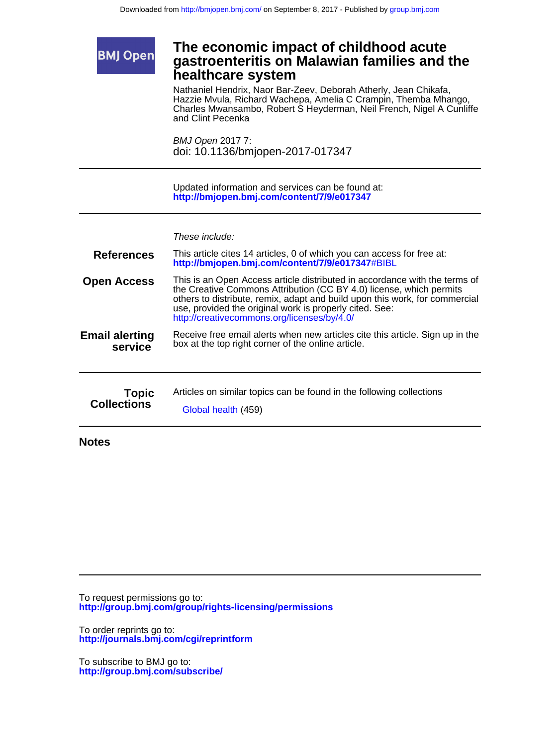Downloaded from http://bmjopen.bmj.com/ on September 8, 2017 - Published by group.bmj.com

BMJ Open

# The economic impact of childhood acute gastroenteritis on Malawian families and the healthcare system

Nathaniel Hendrix, Naor Bar-Zeev, Deborah Atherly, Jean Chikafa, Hazzie Mvula, Richard Wachepa, Amelia C Crampin, Themba Mhango, Charles Mwansambo, Robert S Heyderman, Neil French, Nigel A Cunliffe and Clint Pecenka

*BMJ Open* 2017 7:
doi: 10.1136/bmjopen-2017-017347

Updated information and services can be found at:
**http://bmjopen.bmj.com/content/7/9/e017347**

*These include:*

**References**
This article cites 14 articles, 0 of which you can access for free at:
**http://bmjopen.bmj.com/content/7/9/e017347**#BIBL

**Open Access**
This is an Open Access article distributed in accordance with the terms of the Creative Commons Attribution (CC BY 4.0) license, which permits others to distribute, remix, adapt and build upon this work, for commercial use, provided the original work is properly cited. See: http://creativecommons.org/licenses/by/4.0/

**Email alerting service**
Receive free email alerts when new articles cite this article. Sign up in the box at the top right corner of the online article.

**Topic Collections**
Articles on similar topics can be found in the following collections

Global health (459)

## Notes

To request permissions go to:
**http://group.bmj.com/group/rights-licensing/permissions**

To order reprints go to:
**http://journals.bmj.com/cgi/reprintform**

To subscribe to BMJ go to:
**http://group.bmj.com/subscribe/**